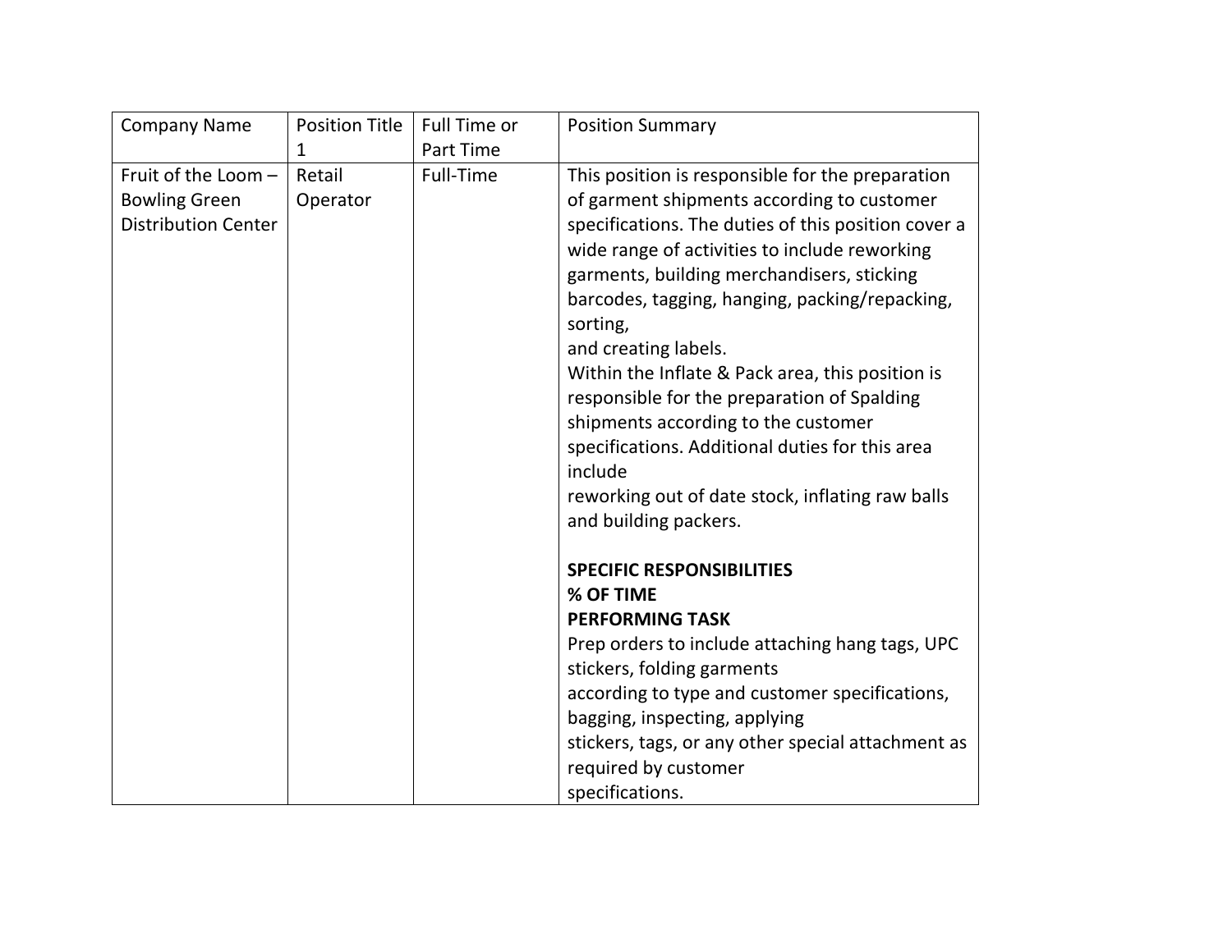| Company Name | Position Title 1 | Full Time or Part Time | Position Summary |
|---|---|---|---|
| Fruit of the Loom – Bowling Green Distribution Center | Retail Operator | Full-Time | This position is responsible for the preparation of garment shipments according to customer specifications. The duties of this position cover a wide range of activities to include reworking garments, building merchandisers, sticking barcodes, tagging, hanging, packing/repacking, sorting,<br>and creating labels.<br>Within the Inflate & Pack area, this position is responsible for the preparation of Spalding shipments according to the customer specifications. Additional duties for this area include<br>reworking out of date stock, inflating raw balls and building packers.<br><br>**SPECIFIC RESPONSIBILITIES**<br>**% OF TIME**<br>**PERFORMING TASK**<br>Prep orders to include attaching hang tags, UPC stickers, folding garments<br>according to type and customer specifications, bagging, inspecting, applying<br>stickers, tags, or any other special attachment as required by customer<br>specifications. |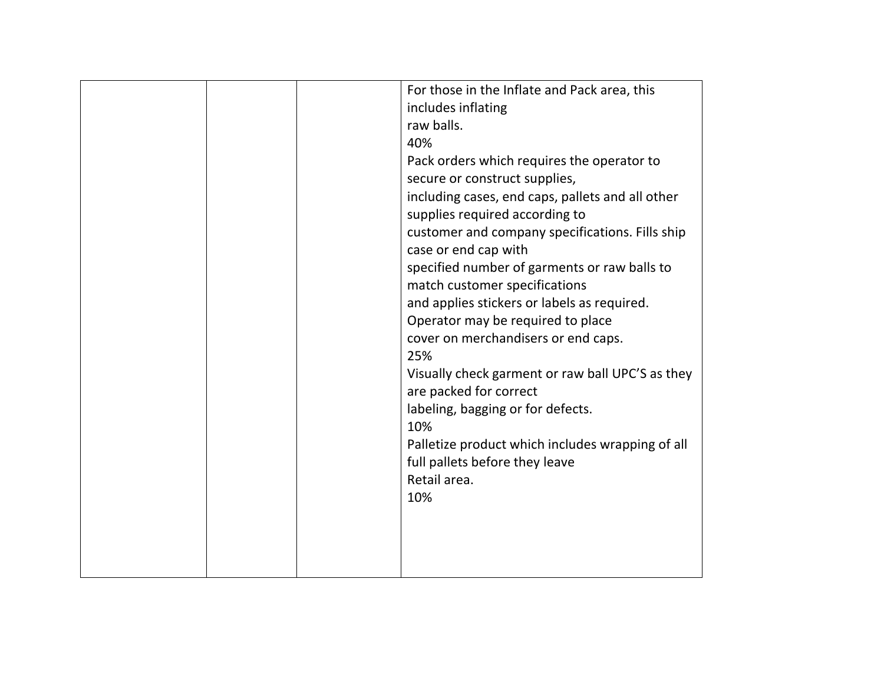|  |  |  | For those in the Inflate and Pack area, this includes inflating raw balls.<br>40%<br>Pack orders which requires the operator to secure or construct supplies, including cases, end caps, pallets and all other supplies required according to customer and company specifications. Fills ship case or end cap with specified number of garments or raw balls to match customer specifications and applies stickers or labels as required. Operator may be required to place cover on merchandisers or end caps.<br>25%<br>Visually check garment or raw ball UPC'S as they are packed for correct labeling, bagging or for defects.<br>10%<br>Palletize product which includes wrapping of all full pallets before they leave Retail area.<br>10% |
|---|---|---|---|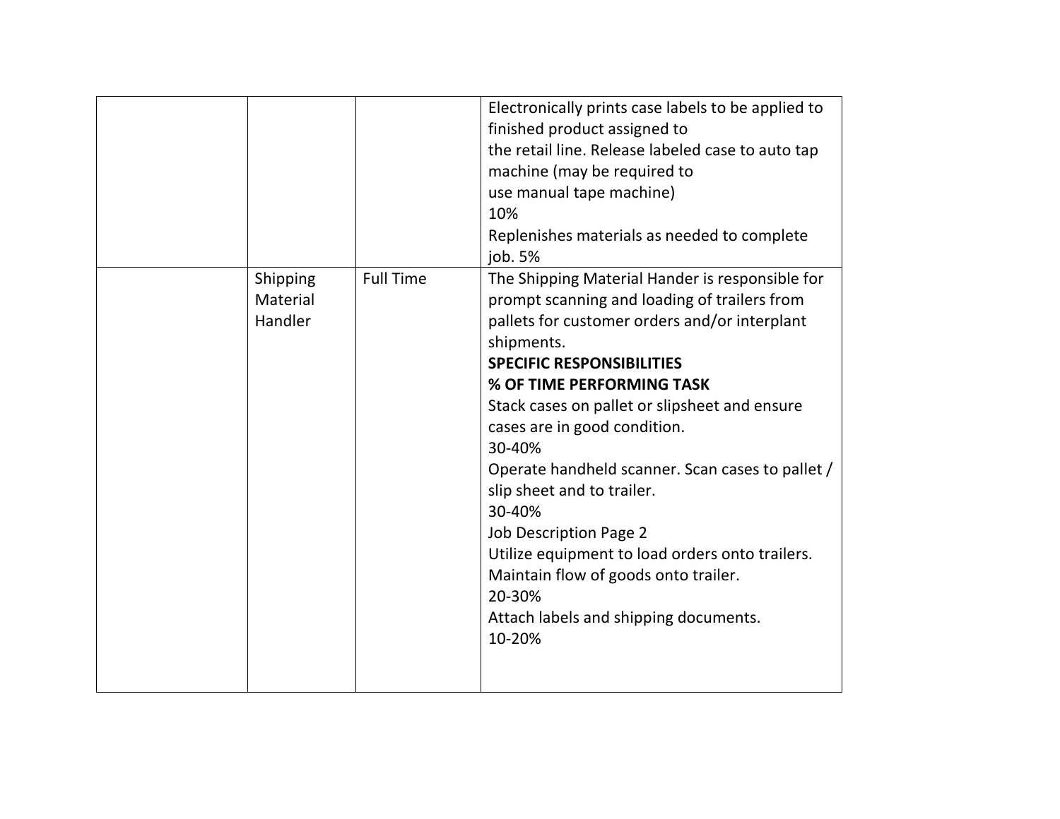| | | | |
|---|---|---|---|
| | | | Electronically prints case labels to be applied to finished product assigned to<br>the retail line. Release labeled case to auto tap machine (may be required to<br>use manual tape machine)<br>10%<br>Replenishes materials as needed to complete job. 5% |
| | Shipping Material Handler | Full Time | The Shipping Material Hander is responsible for prompt scanning and loading of trailers from pallets for customer orders and/or interplant shipments.<br>**SPECIFIC RESPONSIBILITIES**<br>**% OF TIME PERFORMING TASK**<br>Stack cases on pallet or slipsheet and ensure cases are in good condition.<br>30-40%<br>Operate handheld scanner. Scan cases to pallet / slip sheet and to trailer.<br>30-40%<br>Job Description Page 2<br>Utilize equipment to load orders onto trailers. Maintain flow of goods onto trailer.<br>20-30%<br>Attach labels and shipping documents.<br>10-20% |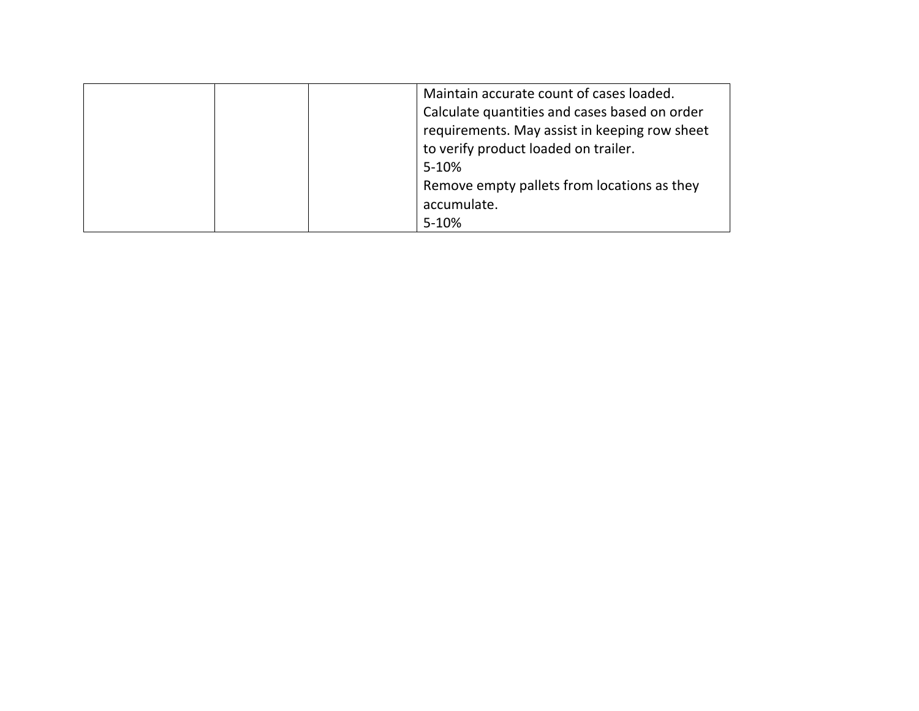| | | | |
|---|---|---|---|
| | | | Maintain accurate count of cases loaded. Calculate quantities and cases based on order requirements. May assist in keeping row sheet to verify product loaded on trailer.<br>5-10%<br>Remove empty pallets from locations as they accumulate.<br>5-10% |